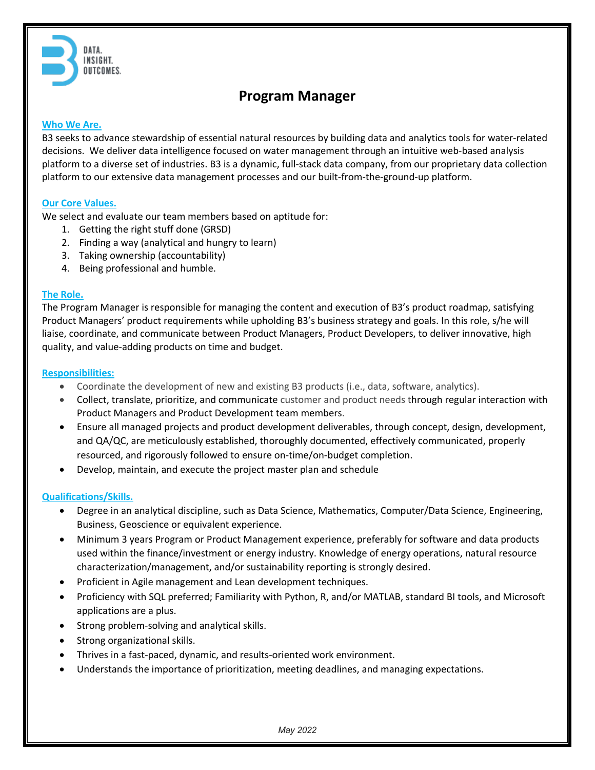DATA.
INSIGHT.
OUTCOMES.

# Program Manager

## Who We Are.

B3 seeks to advance stewardship of essential natural resources by building data and analytics tools for water-related decisions. We deliver data intelligence focused on water management through an intuitive web-based analysis platform to a diverse set of industries. B3 is a dynamic, full-stack data company, from our proprietary data collection platform to our extensive data management processes and our built-from-the-ground-up platform.

## Our Core Values.

We select and evaluate our team members based on aptitude for:

1. Getting the right stuff done (GRSD)
2. Finding a way (analytical and hungry to learn)
3. Taking ownership (accountability)
4. Being professional and humble.

## The Role.

The Program Manager is responsible for managing the content and execution of B3's product roadmap, satisfying Product Managers' product requirements while upholding B3's business strategy and goals. In this role, s/he will liaise, coordinate, and communicate between Product Managers, Product Developers, to deliver innovative, high quality, and value-adding products on time and budget.

## Responsibilities:

- Coordinate the development of new and existing B3 products (i.e., data, software, analytics).
- Collect, translate, prioritize, and communicate customer and product needs through regular interaction with Product Managers and Product Development team members.
- Ensure all managed projects and product development deliverables, through concept, design, development, and QA/QC, are meticulously established, thoroughly documented, effectively communicated, properly resourced, and rigorously followed to ensure on-time/on-budget completion.
- Develop, maintain, and execute the project master plan and schedule

## Qualifications/Skills.

- Degree in an analytical discipline, such as Data Science, Mathematics, Computer/Data Science, Engineering, Business, Geoscience or equivalent experience.
- Minimum 3 years Program or Product Management experience, preferably for software and data products used within the finance/investment or energy industry. Knowledge of energy operations, natural resource characterization/management, and/or sustainability reporting is strongly desired.
- Proficient in Agile management and Lean development techniques.
- Proficiency with SQL preferred; Familiarity with Python, R, and/or MATLAB, standard BI tools, and Microsoft applications are a plus.
- Strong problem-solving and analytical skills.
- Strong organizational skills.
- Thrives in a fast-paced, dynamic, and results-oriented work environment.
- Understands the importance of prioritization, meeting deadlines, and managing expectations.

*May 2022*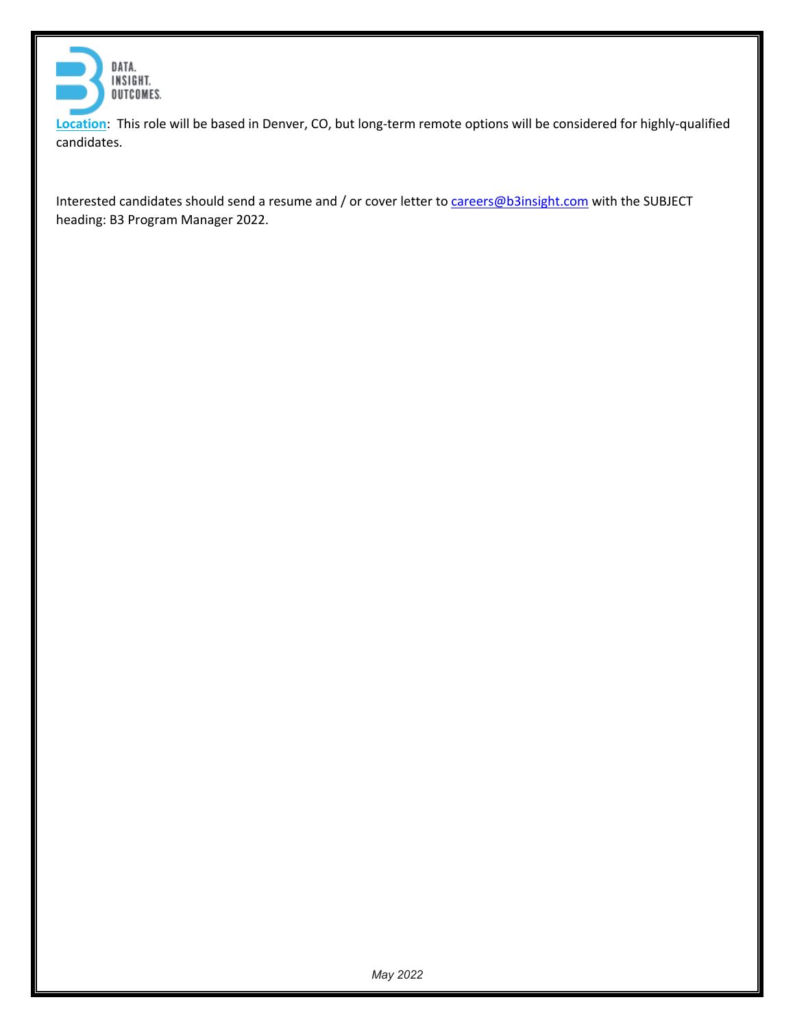**Location**: This role will be based in Denver, CO, but long-term remote options will be considered for highly-qualified candidates.

Interested candidates should send a resume and / or cover letter to careers@b3insight.com with the SUBJECT heading: B3 Program Manager 2022.

*May 2022*